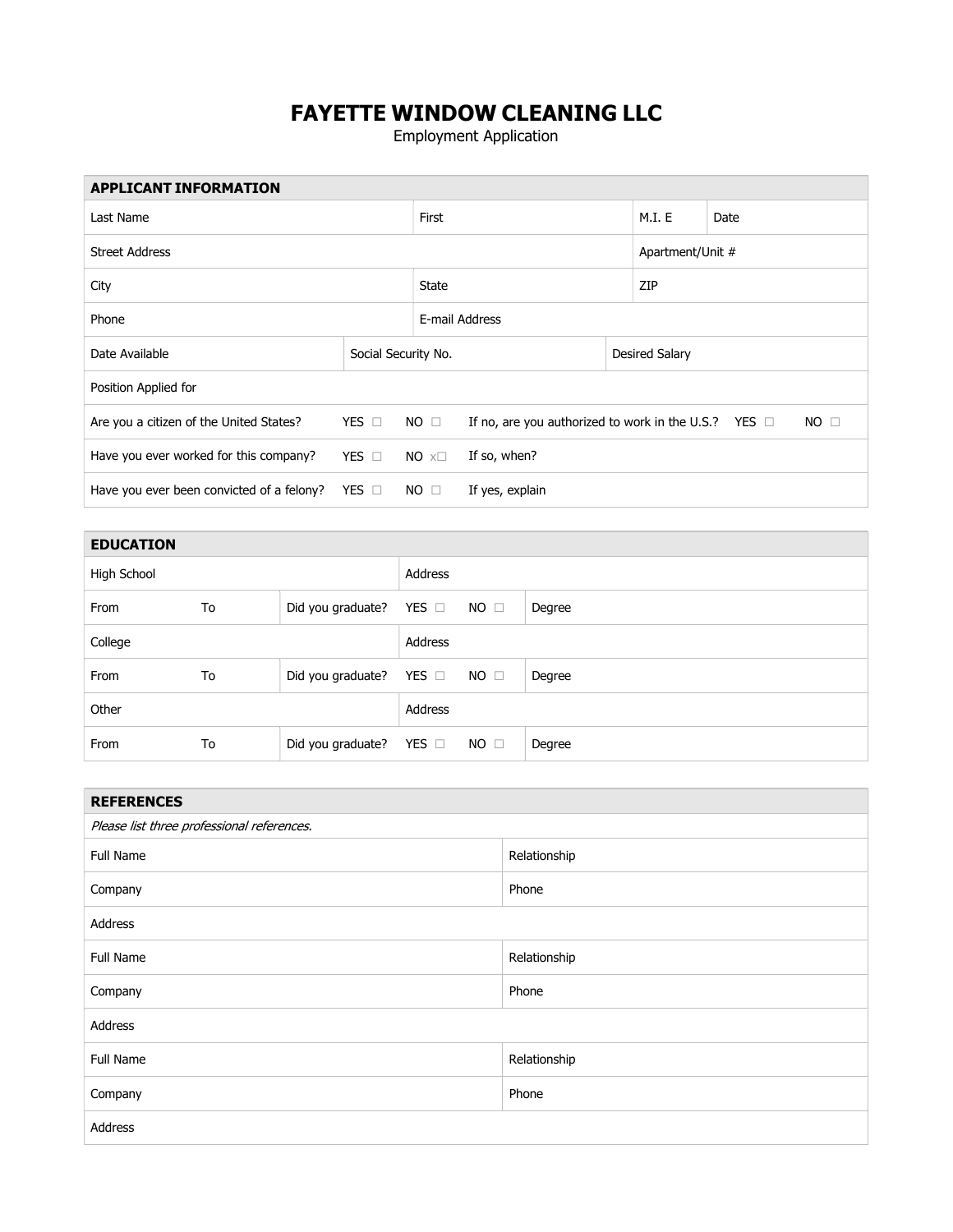# FAYETTE WINDOW CLEANING LLC

Employment Application

| APPLICANT INFORMATION | | | | | | |
|---|---|---|---|---|---|---|
| Last Name | | First | | M.I. E | Date | |
| Street Address | | | | Apartment/Unit # | | |
| City | | State | | ZIP | | |
| Phone | | E-mail Address | | | | |
| Date Available | Social Security No. | | Desired Salary | | | |
| Position Applied for | | | | | | |
| Are you a citizen of the United States? | YES ☐ | NO ☐ | If no, are you authorized to work in the U.S.? | YES ☐ | NO ☐ | |
| Have you ever worked for this company? | YES ☐ | NO x☐ | If so, when? | | | |
| Have you ever been convicted of a felony? | YES ☐ | NO ☐ | If yes, explain | | | |

| EDUCATION | | | | | | |
|---|---|---|---|---|---|---|
| High School | | | Address | | | |
| From | To | Did you graduate? | YES ☐ | NO ☐ | Degree | |
| College | | | Address | | | |
| From | To | Did you graduate? | YES ☐ | NO ☐ | Degree | |
| Other | | | Address | | | |
| From | To | Did you graduate? | YES ☐ | NO ☐ | Degree | |

| REFERENCES | |
|---|---|
| *Please list three professional references.* | |
| Full Name | Relationship |
| Company | Phone |
| Address | |
| Full Name | Relationship |
| Company | Phone |
| Address | |
| Full Name | Relationship |
| Company | Phone |
| Address | |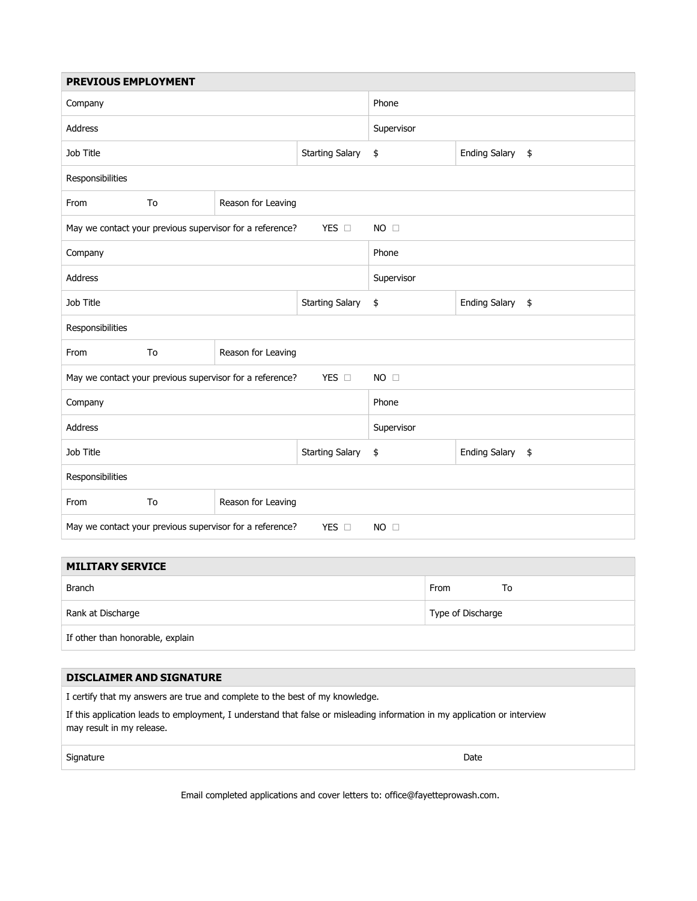## PREVIOUS EMPLOYMENT

| | | | | |
|---|---|---|---|---|
| Company | | | Phone | |
| Address | | | Supervisor | |
| Job Title | | Starting Salary | $ | Ending Salary $ |
| Responsibilities | | | | |
| From To | Reason for Leaving | | | |
| May we contact your previous supervisor for a reference? | | YES ☐ | NO ☐ | |
| Company | | | Phone | |
| Address | | | Supervisor | |
| Job Title | | Starting Salary | $ | Ending Salary $ |
| Responsibilities | | | | |
| From To | Reason for Leaving | | | |
| May we contact your previous supervisor for a reference? | | YES ☐ | NO ☐ | |
| Company | | | Phone | |
| Address | | | Supervisor | |
| Job Title | | Starting Salary | $ | Ending Salary $ |
| Responsibilities | | | | |
| From To | Reason for Leaving | | | |
| May we contact your previous supervisor for a reference? | | YES ☐ | NO ☐ | |

## MILITARY SERVICE

| | |
|---|---|
| Branch | From To |
| Rank at Discharge | Type of Discharge |
| If other than honorable, explain | |

## DISCLAIMER AND SIGNATURE

I certify that my answers are true and complete to the best of my knowledge.

If this application leads to employment, I understand that false or misleading information in my application or interview may result in my release.

| | |
|---|---|
| Signature | Date |

Email completed applications and cover letters to: office@fayetteprowash.com.